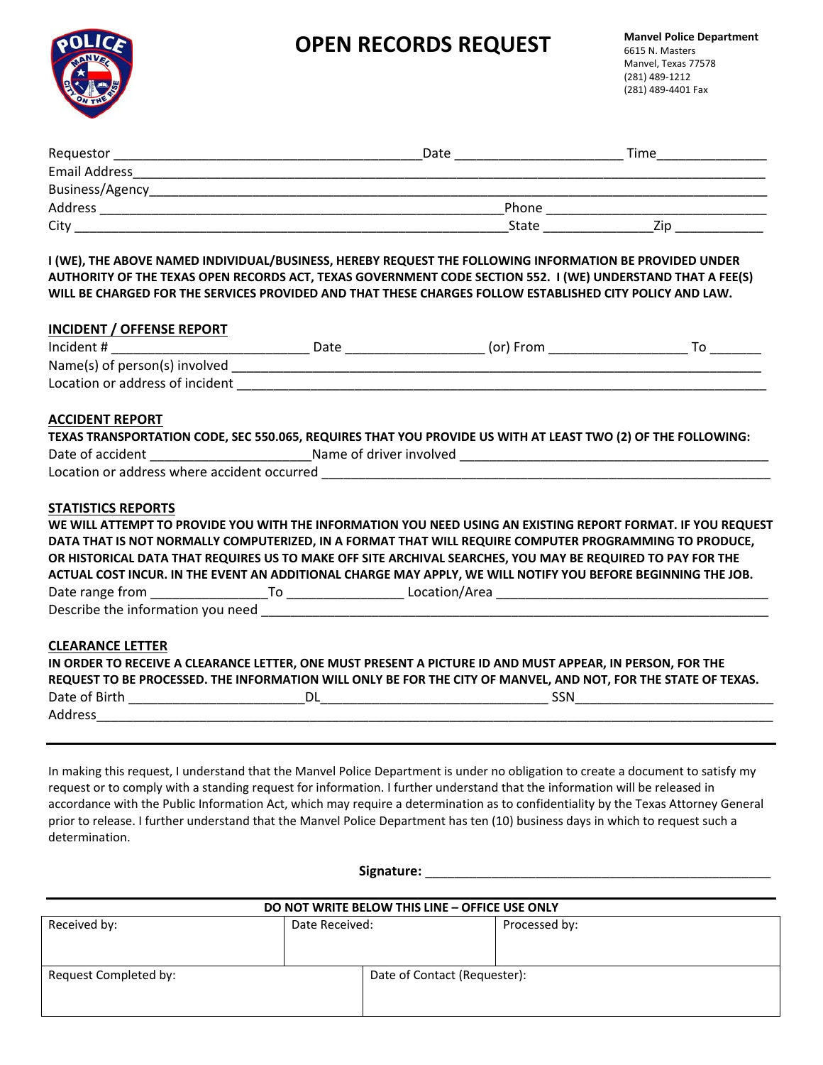# OPEN RECORDS REQUEST

**Manvel Police Department**
6615 N. Masters
Manvel, Texas 77578
(281) 489-1212
(281) 489-4401 Fax

Requestor ___________________________________________ Date ______________________ Time_______________
Email Address___________________________________________________________________________________
Business/Agency_________________________________________________________________________________
Address _______________________________________________________Phone ______________________________
City ___________________________________________________________State ______________Zip ____________

**I (WE), THE ABOVE NAMED INDIVIDUAL/BUSINESS, HEREBY REQUEST THE FOLLOWING INFORMATION BE PROVIDED UNDER AUTHORITY OF THE TEXAS OPEN RECORDS ACT, TEXAS GOVERNMENT CODE SECTION 552. I (WE) UNDERSTAND THAT A FEE(S) WILL BE CHARGED FOR THE SERVICES PROVIDED AND THAT THESE CHARGES FOLLOW ESTABLISHED CITY POLICY AND LAW.**

## INCIDENT / OFFENSE REPORT

Incident # __________________________ Date __________________ (or) From __________________ To _______
Name(s) of person(s) involved ___________________________________________________________________________
Location or address of incident __________________________________________________________________________

## ACCIDENT REPORT

**TEXAS TRANSPORTATION CODE, SEC 550.065, REQUIRES THAT YOU PROVIDE US WITH AT LEAST TWO (2) OF THE FOLLOWING:**

Date of accident ______________________Name of driver involved __________________________________________
Location or address where accident occurred _______________________________________________________________

## STATISTICS REPORTS

**WE WILL ATTEMPT TO PROVIDE YOU WITH THE INFORMATION YOU NEED USING AN EXISTING REPORT FORMAT. IF YOU REQUEST DATA THAT IS NOT NORMALLY COMPUTERIZED, IN A FORMAT THAT WILL REQUIRE COMPUTER PROGRAMMING TO PRODUCE, OR HISTORICAL DATA THAT REQUIRES US TO MAKE OFF SITE ARCHIVAL SEARCHES, YOU MAY BE REQUIRED TO PAY FOR THE ACTUAL COST INCUR. IN THE EVENT AN ADDITIONAL CHARGE MAY APPLY, WE WILL NOTIFY YOU BEFORE BEGINNING THE JOB.**

Date range from ________________To ________________ Location/Area ______________________________________
Describe the information you need _________________________________________________________________________

## CLEARANCE LETTER

**IN ORDER TO RECEIVE A CLEARANCE LETTER, ONE MUST PRESENT A PICTURE ID AND MUST APPEAR, IN PERSON, FOR THE REQUEST TO BE PROCESSED. THE INFORMATION WILL ONLY BE FOR THE CITY OF MANVEL, AND NOT, FOR THE STATE OF TEXAS.**

Date of Birth ________________________DL________________________________ SSN___________________________
Address_________________________________________________________________________________________

---

In making this request, I understand that the Manvel Police Department is under no obligation to create a document to satisfy my request or to comply with a standing request for information. I further understand that the information will be released in accordance with the Public Information Act, which may require a determination as to confidentiality by the Texas Attorney General prior to release. I further understand that the Manvel Police Department has ten (10) business days in which to request such a determination.

**Signature:** _________________________________________________

**DO NOT WRITE BELOW THIS LINE – OFFICE USE ONLY**

| Received by: | Date Received: | Processed by: |
|---|---|---|
| Request Completed by: | Date of Contact (Requester): | |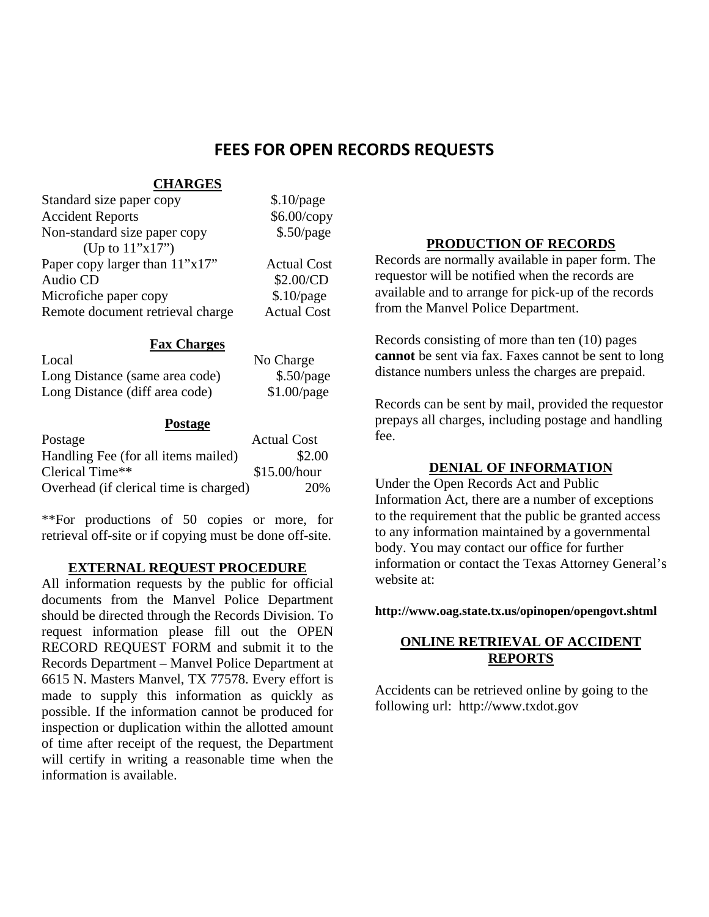# FEES FOR OPEN RECORDS REQUESTS

## CHARGES

| | |
|---|---|
| Standard size paper copy | $.10/page |
| Accident Reports | $6.00/copy |
| Non-standard size paper copy (Up to 11"x17") | $.50/page |
| Paper copy larger than 11"x17" | Actual Cost |
| Audio CD | $2.00/CD |
| Microfiche paper copy | $.10/page |
| Remote document retrieval charge | Actual Cost |

## Fax Charges

| | |
|---|---|
| Local | No Charge |
| Long Distance (same area code) | $.50/page |
| Long Distance (diff area code) | $1.00/page |

## Postage

| | |
|---|---|
| Postage | Actual Cost |
| Handling Fee (for all items mailed) | $2.00 |
| Clerical Time** | $15.00/hour |
| Overhead (if clerical time is charged) | 20% |

**For productions of 50 copies or more, for retrieval off-site or if copying must be done off-site.

## EXTERNAL REQUEST PROCEDURE

All information requests by the public for official documents from the Manvel Police Department should be directed through the Records Division. To request information please fill out the OPEN RECORD REQUEST FORM and submit it to the Records Department – Manvel Police Department at 6615 N. Masters Manvel, TX 77578. Every effort is made to supply this information as quickly as possible. If the information cannot be produced for inspection or duplication within the allotted amount of time after receipt of the request, the Department will certify in writing a reasonable time when the information is available.

## PRODUCTION OF RECORDS

Records are normally available in paper form. The requestor will be notified when the records are available and to arrange for pick-up of the records from the Manvel Police Department.

Records consisting of more than ten (10) pages **cannot** be sent via fax. Faxes cannot be sent to long distance numbers unless the charges are prepaid.

Records can be sent by mail, provided the requestor prepays all charges, including postage and handling fee.

## DENIAL OF INFORMATION

Under the Open Records Act and Public Information Act, there are a number of exceptions to the requirement that the public be granted access to any information maintained by a governmental body. You may contact our office for further information or contact the Texas Attorney General's website at:

**http://www.oag.state.tx.us/opinopen/opengovt.shtml**

## ONLINE RETRIEVAL OF ACCIDENT REPORTS

Accidents can be retrieved online by going to the following url: http://www.txdot.gov